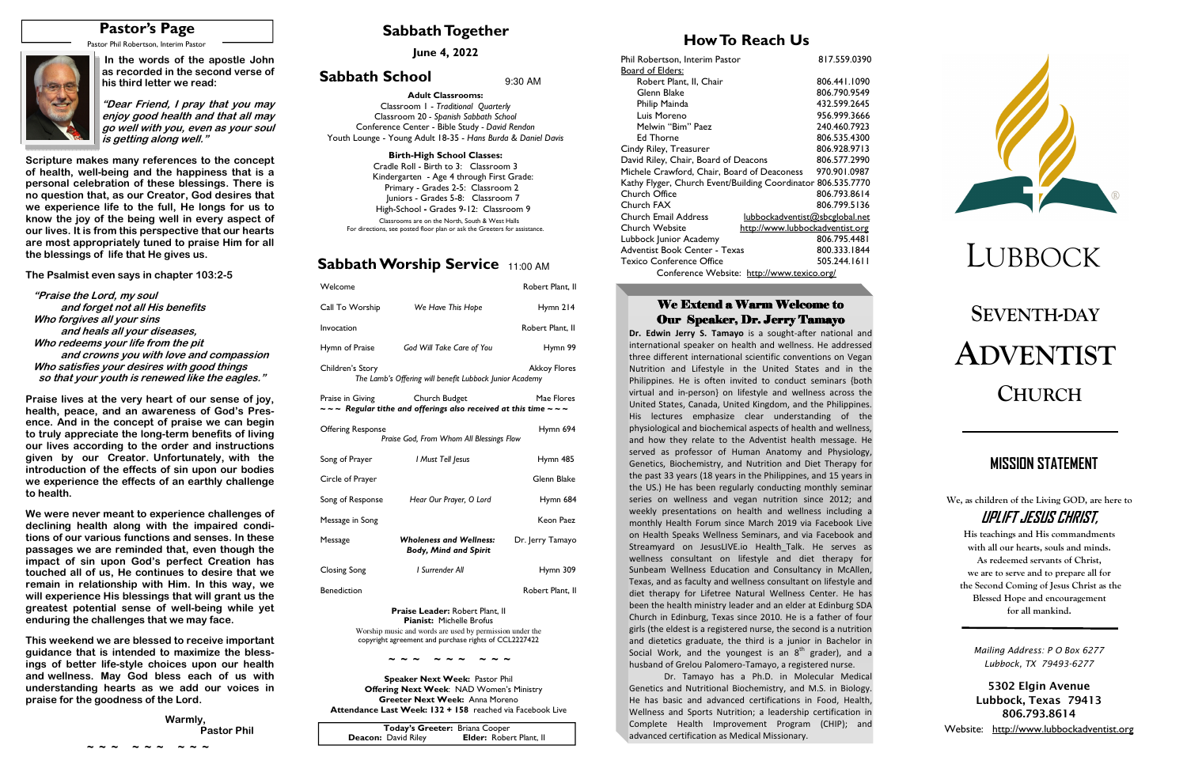## Pastor's Page

Pastor Phil Robertson, Interim Pastor

**In the words of the apostle John as recorded in the second verse of his third letter we read:**

***"Dear Friend, I pray that you may enjoy good health and that all may go well with you, even as your soul is getting along well."***

**Scripture makes many references to the concept of health, well-being and the happiness that is a personal celebration of these blessings. There is no question that, as our Creator, God desires that we experience life to the full, He longs for us to know the joy of the being well in every aspect of our lives. It is from this perspective that our hearts are most appropriately tuned to praise Him for all the blessings of life that He gives us.**

**The Psalmist even says in chapter 103:2-5**

***"Praise the Lord, my soul***
***and forget not all His benefits***
***Who forgives all your sins***
***and heals all your diseases,***
***Who redeems your life from the pit***
***and crowns you with love and compassion***
***Who satisfies your desires with good things***
***so that your youth is renewed like the eagles."***

**Praise lives at the very heart of our sense of joy, health, peace, and an awareness of God's Presence. And in the concept of praise we can begin to truly appreciate the long-term benefits of living our lives according to the order and instructions given by our Creator. Unfortunately, with the introduction of the effects of sin upon our bodies we experience the effects of an earthly challenge to health.**

**We were never meant to experience challenges of declining health along with the impaired conditions of our various functions and senses. In these passages we are reminded that, even though the impact of sin upon God's perfect Creation has touched all of us, He continues to desire that we remain in relationship with Him. In this way, we will experience His blessings that will grant us the greatest potential sense of well-being while yet enduring the challenges that we may face.**

**This weekend we are blessed to receive important guidance that is intended to maximize the blessings of better life-style choices upon our health and wellness. May God bless each of us with understanding hearts as we add our voices in praise for the goodness of the Lord.**

**Warmly,**
**Pastor Phil**

~ ~ ~ ~ ~ ~ ~ ~ ~

# Sabbath Together

**June 4, 2022**

## Sabbath School 9:30 AM

**Adult Classrooms:**

Classroom 1 - *Traditional Quarterly*
Classroom 20 - *Spanish Sabbath School*
Conference Center - Bible Study - *David Rendon*
Youth Lounge - Young Adult 18-35 - *Hans Burda & Daniel Davis*

**Birth-High School Classes:**

Cradle Roll - Birth to 3: Classroom 3
Kindergarten - Age 4 through First Grade:
Primary - Grades 2-5: Classroom 2
Juniors - Grades 5-8: Classroom 7
High-School - Grades 9-12: Classroom 9

Classrooms are on the North, South & West Halls
For directions, see posted floor plan or ask the Greeters for assistance.

## Sabbath Worship Service 11:00 AM

| | | |
|---|---|---|
| Welcome | | Robert Plant, II |
| Call To Worship | *We Have This Hope* | Hymn 214 |
| Invocation | | Robert Plant, II |
| Hymn of Praise | *God Will Take Care of You* | Hymn 99 |
| Children's Story | | Akkoy Flores |

*The Lamb's Offering will benefit Lubbock Junior Academy*

| | | |
|---|---|---|
| Praise in Giving | Church Budget | Mae Flores |

*~ ~ ~ Regular tithe and offerings also received at this time ~ ~ ~*

| | | |
|---|---|---|
| Offering Response | *Praise God, From Whom All Blessings Flow* | Hymn 694 |
| Song of Prayer | *I Must Tell Jesus* | Hymn 485 |
| Circle of Prayer | | Glenn Blake |
| Song of Response | *Hear Our Prayer, O Lord* | Hymn 684 |
| Message in Song | | Keon Paez |
| Message | ***Wholeness and Wellness: Body, Mind and Spirit*** | Dr. Jerry Tamayo |
| Closing Song | *I Surrender All* | Hymn 309 |
| Benediction | | Robert Plant, II |

**Praise Leader:** Robert Plant, II
**Pianist:** Michelle Brofus

Worship music and words are used by permission under the copyright agreement and purchase rights of CCL2227422

~ ~ ~ ~ ~ ~ ~ ~ ~

**Speaker Next Week:** Pastor Phil
**Offering Next Week**: NAD Women's Ministry
**Greeter Next Week:** Anna Moreno
**Attendance Last Week: 132 + 158** reached via Facebook Live

**Today's Greeter:** Briana Cooper
**Deacon:** David Riley **Elder:** Robert Plant, II

# How To Reach Us

| | |
|---|---|
| Phil Robertson, Interim Pastor | 817.559.0390 |
| Board of Elders: | |
| Robert Plant, II, Chair | 806.441.1090 |
| Glenn Blake | 806.790.9549 |
| Philip Mainda | 432.599.2645 |
| Luis Moreno | 956.999.3666 |
| Melwin "Bim" Paez | 240.460.7923 |
| Ed Thorne | 806.535.4300 |
| Cindy Riley, Treasurer | 806.928.9713 |
| David Riley, Chair, Board of Deacons | 806.577.2990 |
| Michele Crawford, Chair, Board of Deaconess | 970.901.0987 |
| Kathy Flyger, Church Event/Building Coordinator | 806.535.7770 |
| Church Office | 806.793.8614 |
| Church FAX | 806.799.5136 |
| Church Email Address | lubbockadventist@sbcglobal.net |
| Church Website | http://www.lubbockadventist.org |
| Lubbock Junior Academy | 806.795.4481 |
| Adventist Book Center - Texas | 800.333.1844 |
| Texico Conference Office | 505.244.1611 |

Conference Website: http://www.texico.org/

## We Extend a Warm Welcome to Our Speaker, Dr. Jerry Tamayo

**Dr. Edwin Jerry S. Tamayo** is a sought-after national and international speaker on health and wellness. He addressed three different international scientific conventions on Vegan Nutrition and Lifestyle in the United States and in the Philippines. He is often invited to conduct seminars {both virtual and in-person} on lifestyle and wellness across the United States, Canada, United Kingdom, and the Philippines. His lectures emphasize clear understanding of the physiological and biochemical aspects of health and wellness, and how they relate to the Adventist health message. He served as professor of Human Anatomy and Physiology, Genetics, Biochemistry, and Nutrition and Diet Therapy for the past 33 years (18 years in the Philippines, and 15 years in the US.) He has been regularly conducting monthly seminar series on wellness and vegan nutrition since 2012; and weekly presentations on health and wellness including a monthly Health Forum since March 2019 via Facebook Live on Health Speaks Wellness Seminars, and via Facebook and Streamyard on JesusLIVE.io Health_Talk. He serves as wellness consultant on lifestyle and diet therapy for Sunbeam Wellness Education and Consultancy in McAllen, Texas, and as health and wellness consultant on lifestyle and diet therapy for Lifetree Natural Wellness Center. He has been the health ministry leader and an elder at Edinburg SDA Church in Edinburg, Texas since 2010. He is a father of four girls (the eldest is a registered nurse, the second is a nutrition and dietetics graduate, the third is a junior in Bachelor in Social Work, and the youngest is an 8th grader), and a husband of Grelou Palomero-Tamayo, a registered nurse.

Dr. Tamayo has a Ph.D. in Molecular Medical Genetics and Nutritional Biochemistry, and M.S. in Biology. He has basic and advanced certifications in Food, Health, Wellness and Sports Nutrition; a leadership certification in Complete Health Improvement Program (CHIP); and advanced certification as Medical Missionary.

# LUBBOCK SEVENTH-DAY ADVENTIST CHURCH

## MISSION STATEMENT

We, as children of the Living GOD, are here to

***UPLIFT JESUS CHRIST,***

His teachings and His commandments
with all our hearts, souls and minds.
As redeemed servants of Christ,
we are to serve and to prepare all for
the Second Coming of Jesus Christ as the
Blessed Hope and encouragement
for all mankind.

*Mailing Address: P O Box 6277*
*Lubbock, TX 79493-6277*

**5302 Elgin Avenue**
**Lubbock, Texas 79413**
**806.793.8614**

Website: http://www.lubbockadventist.org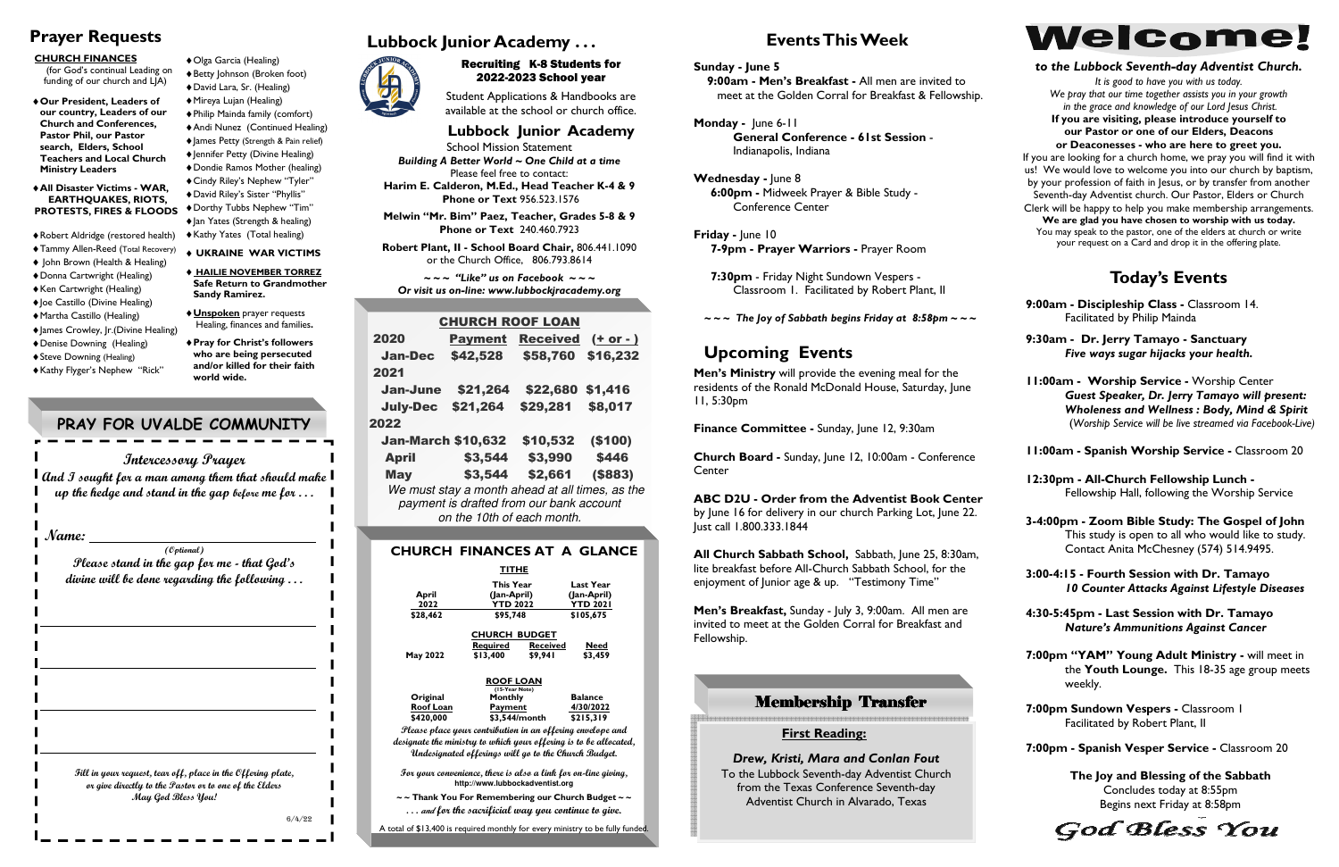# Prayer Requests

**CHURCH FINANCES**
(for God's continual Leading on funding of our church and LJA)

- **Our President, Leaders of our country, Leaders of our Church and Conferences, Pastor Phil, our Pastor search, Elders, School Teachers and Local Church Ministry Leaders**
- **All Disaster Victims - WAR, EARTHQUAKES, RIOTS, PROTESTS, FIRES & FLOODS**
- Robert Aldridge (restored health)
- Tammy Allen-Reed (Total Recovery)
- John Brown (Health & Healing)
- Donna Cartwright (Healing)
- Ken Cartwright (Healing)
- Joe Castillo (Divine Healing)
- Martha Castillo (Healing)
- James Crowley, Jr.(Divine Healing)
- Denise Downing (Healing)
- Steve Downing (Healing)
- Kathy Flyger's Nephew "Rick"
- Olga Garcia (Healing)
- Betty Johnson (Broken foot)
- David Lara, Sr. (Healing)
- Mireya Lujan (Healing)
- Philip Mainda family (comfort)
- Andi Nunez (Continued Healing)
- James Petty (Strength & Pain relief)
- Jennifer Petty (Divine Healing)
- Dondie Ramos Mother (healing)
- Cindy Riley's Nephew "Tyler"
- David Riley's Sister "Phyllis"
- Dorthy Tubbs Nephew "Tim"
- Jan Yates (Strength & healing)
- Kathy Yates (Total healing)
- **UKRAINE WAR VICTIMS**
- **HAILIE NOVEMBER TORREZ** Safe Return to Grandmother Sandy Ramirez.
- **Unspoken** prayer requests Healing, finances and families.
- **Pray for Christ's followers who are being persecuted and/or killed for their faith world wide.**

## PRAY FOR UVALDE COMMUNITY

### Intercessory Prayer

*And I sought for a man among them that should make up the hedge and stand in the gap before me for . . .*

Name: ______________________
(Optional)

Please stand in the gap for me - that God's divine will be done regarding the following . . .

______________________

______________________

______________________

______________________

Fill in your request, tear off, place in the Offering plate, or give directly to the Pastor or to one of the Elders
May God Bless You!

6/4/22

# Lubbock Junior Academy . . .

**Recruiting K-8 Students for 2022-2023 School year**

Student Applications & Handbooks are available at the school or church office.

## Lubbock Junior Academy

School Mission Statement
*Building A Better World ~ One Child at a time*
Please feel free to contact:
**Harim E. Calderon, M.Ed., Head Teacher K-4 & 9**
**Phone or Text** 956.523.1576
**Melwin "Mr. Bim" Paez, Teacher, Grades 5-8 & 9**
**Phone or Text** 240.460.7923
**Robert Plant, II - School Board Chair,** 806.441.1090 or the Church Office, 806.793.8614

*~ ~ ~ "Like" us on Facebook ~ ~ ~*
*Or visit us on-line: www.lubbockjracademy.org*

### CHURCH ROOF LOAN

| | Payment | Received | (+ or - ) |
|---|---|---|---|
| **2020** | | | |
| Jan-Dec | $42,528 | $58,760 | $16,232 |
| **2021** | | | |
| Jan-June | $21,264 | $22,680 | $1,416 |
| July-Dec | $21,264 | $29,281 | $8,017 |
| **2022** | | | |
| Jan-March | $10,632 | $10,532 | ($100) |
| April | $3,544 | $3,990 | $446 |
| May | $3,544 | $2,661 | ($883) |

*We must stay a month ahead at all times, as the payment is drafted from our bank account on the 10th of each month.*

### CHURCH FINANCES AT A GLANCE

**TITHE**

| April 2022 | This Year (Jan-April) YTD 2022 | Last Year (Jan-April) YTD 2021 |
|---|---|---|
| $28,462 | $95,748 | $105,675 |

**CHURCH BUDGET**

| | Required | Received | Need |
|---|---|---|---|
| May 2022 | $13,400 | $9,941 | $3,459 |

**ROOF LOAN**

| Original Roof Loan | Monthly Payment (15-Year Note) | Balance 4/30/2022 |
|---|---|---|
| $420,000 | $3,544/month | $215,319 |

*Please place your contribution in an offering envelope and designate the ministry to which your offering is to be allocated, Undesignated offerings will go to the Church Budget.*

*For your convenience, there is also a link for on-line giving,* http://www.lubbockadventist.org

**~ ~ Thank You For Remembering our Church Budget ~ ~**
*. . . and for the sacrificial way you continue to give.*

A total of $13,400 is required monthly for every ministry to be fully funded.

# Events This Week

**Sunday - June 5**
**9:00am - Men's Breakfast -** All men are invited to meet at the Golden Corral for Breakfast & Fellowship.

**Monday -** June 6-11
**General Conference - 61st Session -** Indianapolis, Indiana

**Wednesday -** June 8
**6:00pm -** Midweek Prayer & Bible Study - Conference Center

**Friday -** June 10
**7-9pm - Prayer Warriors -** Prayer Room

**7:30pm** - Friday Night Sundown Vespers - Classroom 1. Facilitated by Robert Plant, II

*~ ~ ~ The Joy of Sabbath begins Friday at 8:58pm ~ ~ ~*

# Upcoming Events

**Men's Ministry** will provide the evening meal for the residents of the Ronald McDonald House, Saturday, June 11, 5:30pm

**Finance Committee -** Sunday, June 12, 9:30am

**Church Board -** Sunday, June 12, 10:00am - Conference Center

**ABC D2U - Order from the Adventist Book Center** by June 16 for delivery in our church Parking Lot, June 22. Just call 1.800.333.1844

**All Church Sabbath School,** Sabbath, June 25, 8:30am, lite breakfast before All-Church Sabbath School, for the enjoyment of Junior age & up. "Testimony Time"

**Men's Breakfast,** Sunday - July 3, 9:00am. All men are invited to meet at the Golden Corral for Breakfast and Fellowship.

## Membership Transfer

**First Reading:**

***Drew, Kristi, Mara and Conlan Fout***
To the Lubbock Seventh-day Adventist Church from the Texas Conference Seventh-day Adventist Church in Alvarado, Texas

# Welcome!

***to the Lubbock Seventh-day Adventist Church.***

*It is good to have you with us today. We pray that our time together assists you in your growth in the grace and knowledge of our Lord Jesus Christ.*
**If you are visiting, please introduce yourself to our Pastor or one of our Elders, Deacons or Deaconesses - who are here to greet you.**
If you are looking for a church home, we pray you will find it with us! We would love to welcome you into our church by baptism, by your profession of faith in Jesus, or by transfer from another Seventh-day Adventist church. Our Pastor, Elders or Church Clerk will be happy to help you make membership arrangements.
**We are glad you have chosen to worship with us today.**
You may speak to the pastor, one of the elders at church or write your request on a Card and drop it in the offering plate.

# Today's Events

**9:00am - Discipleship Class -** Classroom 14. Facilitated by Philip Mainda

**9:30am - Dr. Jerry Tamayo - Sanctuary**
***Five ways sugar hijacks your health.***

**11:00am - Worship Service -** Worship Center
***Guest Speaker, Dr. Jerry Tamayo will present: Wholeness and Wellness : Body, Mind & Spirit***
*(Worship Service will be live streamed via Facebook-Live)*

**11:00am - Spanish Worship Service -** Classroom 20

**12:30pm - All-Church Fellowship Lunch -** Fellowship Hall, following the Worship Service

**3-4:00pm - Zoom Bible Study: The Gospel of John** This study is open to all who would like to study. Contact Anita McChesney (574) 514.9495.

**3:00-4:15 - Fourth Session with Dr. Tamayo**
***10 Counter Attacks Against Lifestyle Diseases***

**4:30-5:45pm - Last Session with Dr. Tamayo**
***Nature's Ammunitions Against Cancer***

**7:00pm "YAM" Young Adult Ministry -** will meet in the **Youth Lounge.** This 18-35 age group meets weekly.

**7:00pm Sundown Vespers -** Classroom 1 Facilitated by Robert Plant, II

**7:00pm - Spanish Vesper Service -** Classroom 20

**The Joy and Blessing of the Sabbath**
Concludes today at 8:55pm
Begins next Friday at 8:58pm

*God Bless You*